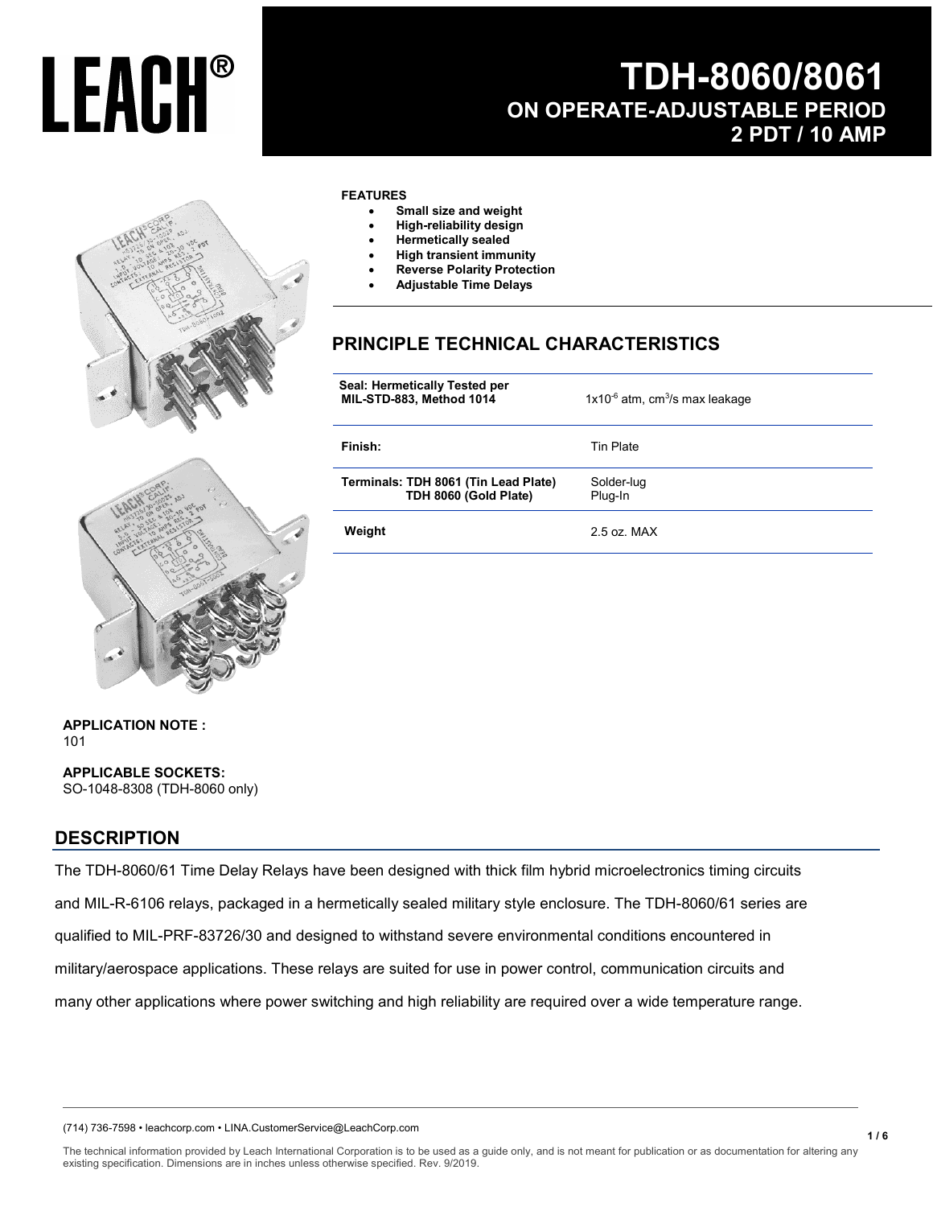LEACH®

# TDH-8060/8061

## ON OPERATE-ADJUSTABLE PERIOD

## 2 PDT / 10 AMP

**FEATURES**

- **Small size and weight**
- **High-reliability design**
- **Hermetically sealed**
- **High transient immunity**
- **Reverse Polarity Protection**
- **Adjustable Time Delays**

## PRINCIPLE TECHNICAL CHARACTERISTICS

| | |
|---|---|
| **Seal: Hermetically Tested per MIL-STD-883, Method 1014** | $1x10^{-6}$ atm, $cm^3$/s max leakage |
| **Finish:** | Tin Plate |
| **Terminals: TDH 8061 (Tin Lead Plate)**<br>**TDH 8060 (Gold Plate)** | Solder-lug<br>Plug-In |
| **Weight** | 2.5 oz. MAX |

**APPLICATION NOTE :**
101

**APPLICABLE SOCKETS:**
SO-1048-8308 (TDH-8060 only)

## DESCRIPTION

The TDH-8060/61 Time Delay Relays have been designed with thick film hybrid microelectronics timing circuits and MIL-R-6106 relays, packaged in a hermetically sealed military style enclosure. The TDH-8060/61 series are qualified to MIL-PRF-83726/30 and designed to withstand severe environmental conditions encountered in military/aerospace applications. These relays are suited for use in power control, communication circuits and many other applications where power switching and high reliability are required over a wide temperature range.

(714) 736-7598 • leachcorp.com • LINA.CustomerService@LeachCorp.com

The technical information provided by Leach International Corporation is to be used as a guide only, and is not meant for publication or as documentation for altering any existing specification. Dimensions are in inches unless otherwise specified. Rev. 9/2019.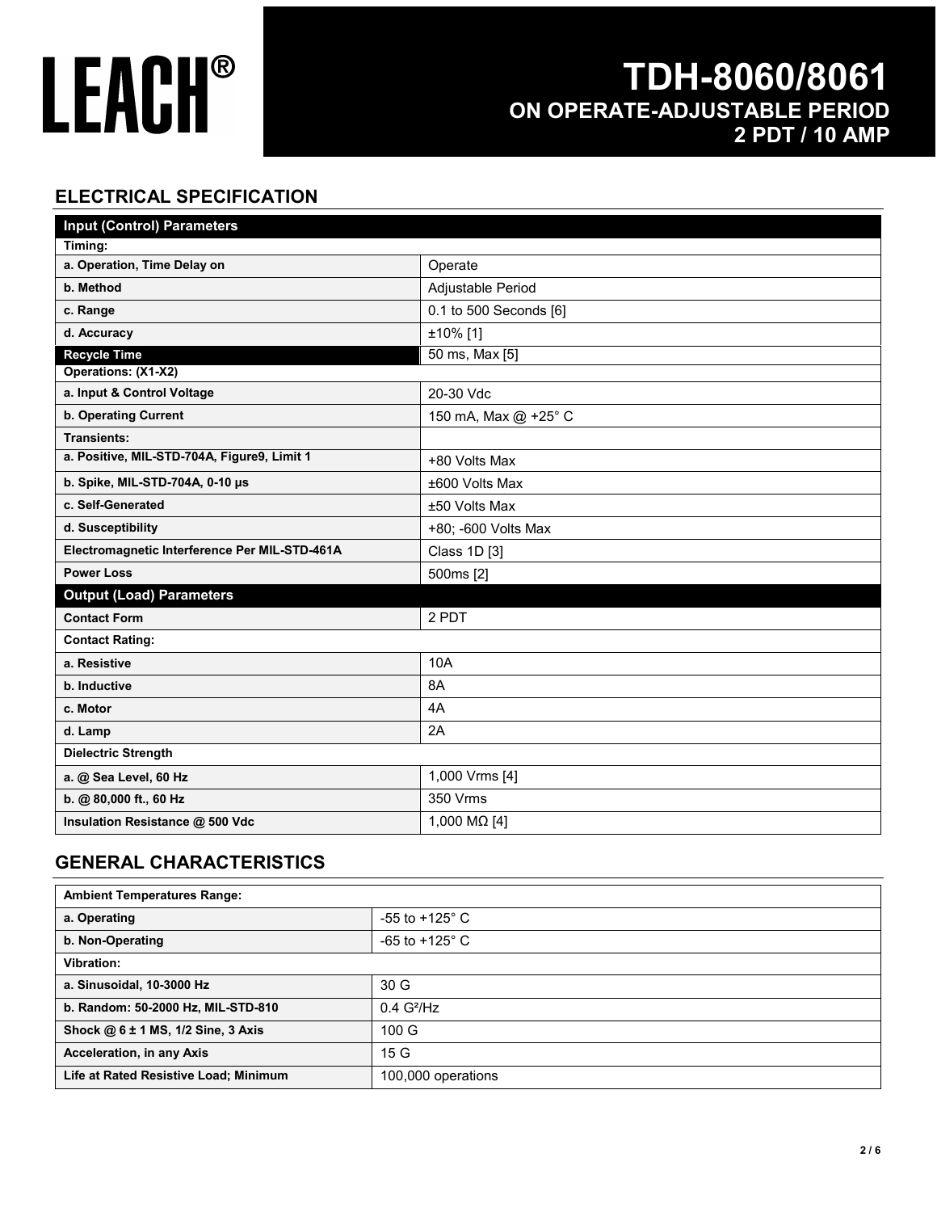# LEACH®

## TDH-8060/8061
## ON OPERATE-ADJUSTABLE PERIOD
## 2 PDT / 10 AMP

## ELECTRICAL SPECIFICATION

| Input (Control) Parameters | |
|---|---|
| **Timing:** | |
| **a. Operation, Time Delay on** | Operate |
| **b. Method** | Adjustable Period |
| **c. Range** | 0.1 to 500 Seconds [6] |
| **d. Accuracy** | ±10% [1] |
| **Recycle Time** | 50 ms, Max [5] |
| **Operations: (X1-X2)** | |
| **a. Input & Control Voltage** | 20-30 Vdc |
| **b. Operating Current** | 150 mA, Max @ +25° C |
| **Transients:** | |
| **a. Positive, MIL-STD-704A, Figure9, Limit 1** | +80 Volts Max |
| **b. Spike, MIL-STD-704A, 0-10 µs** | ±600 Volts Max |
| **c. Self-Generated** | ±50 Volts Max |
| **d. Susceptibility** | +80; -600 Volts Max |
| **Electromagnetic Interference Per MIL-STD-461A** | Class 1D [3] |
| **Power Loss** | 500ms [2] |

| Output (Load) Parameters | |
|---|---|
| **Contact Form** | 2 PDT |
| **Contact Rating:** | |
| **a. Resistive** | 10A |
| **b. Inductive** | 8A |
| **c. Motor** | 4A |
| **d. Lamp** | 2A |
| **Dielectric Strength** | |
| **a. @ Sea Level, 60 Hz** | 1,000 Vrms [4] |
| **b. @ 80,000 ft., 60 Hz** | 350 Vrms |
| **Insulation Resistance @ 500 Vdc** | 1,000 MΩ [4] |

## GENERAL CHARACTERISTICS

| Ambient Temperatures Range: | |
|---|---|
| **a. Operating** | -55 to +125° C |
| **b. Non-Operating** | -65 to +125° C |
| **Vibration:** | |
| **a. Sinusoidal, 10-3000 Hz** | 30 G |
| **b. Random: 50-2000 Hz, MIL-STD-810** | 0.4 $G^2/Hz$ |
| **Shock @ 6 ± 1 MS, 1/2 Sine, 3 Axis** | 100 G |
| **Acceleration, in any Axis** | 15 G |
| **Life at Rated Resistive Load; Minimum** | 100,000 operations |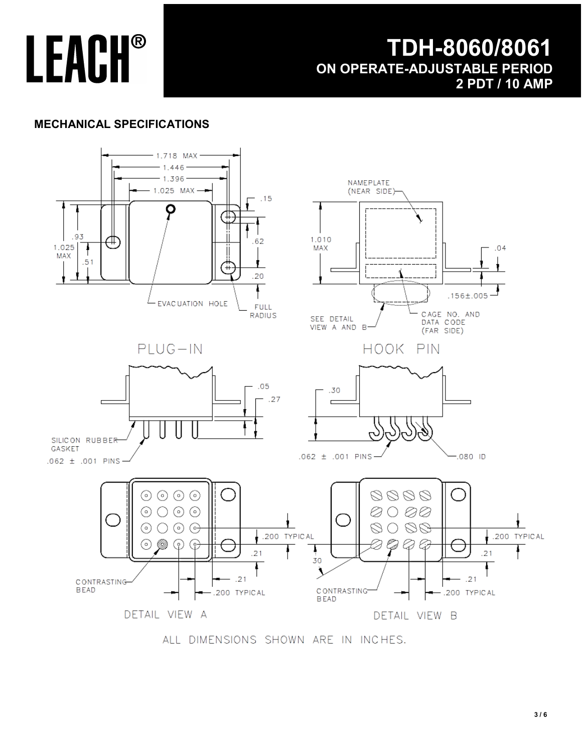# TDH-8060/8061

## ON OPERATE-ADJUSTABLE PERIOD

## 2 PDT / 10 AMP

### MECHANICAL SPECIFICATIONS

1.718 MAX
1.446
1.396
1.025 MAX
.15
.93
1.025 MAX
.51
.62
.20
EVACUATION HOLE
FULL RADIUS

NAMEPLATE (NEAR SIDE)
1.010 MAX
.04
.156±.005
SEE DETAIL VIEW A AND B
CAGE NO. AND DATA CODE (FAR SIDE)

PLUG-IN

HOOK PIN

.05
.27
SILICON RUBBER GASKET
.062 ± .001 PINS

.30
.062 ± .001 PINS
.080 ID

.200 TYPICAL
.21
CONTRASTING BEAD
.21
.200 TYPICAL

DETAIL VIEW A

30
.200 TYPICAL
.21
CONTRASTING BEAD
.21
.200 TYPICAL

DETAIL VIEW B

ALL DIMENSIONS SHOWN ARE IN INCHES.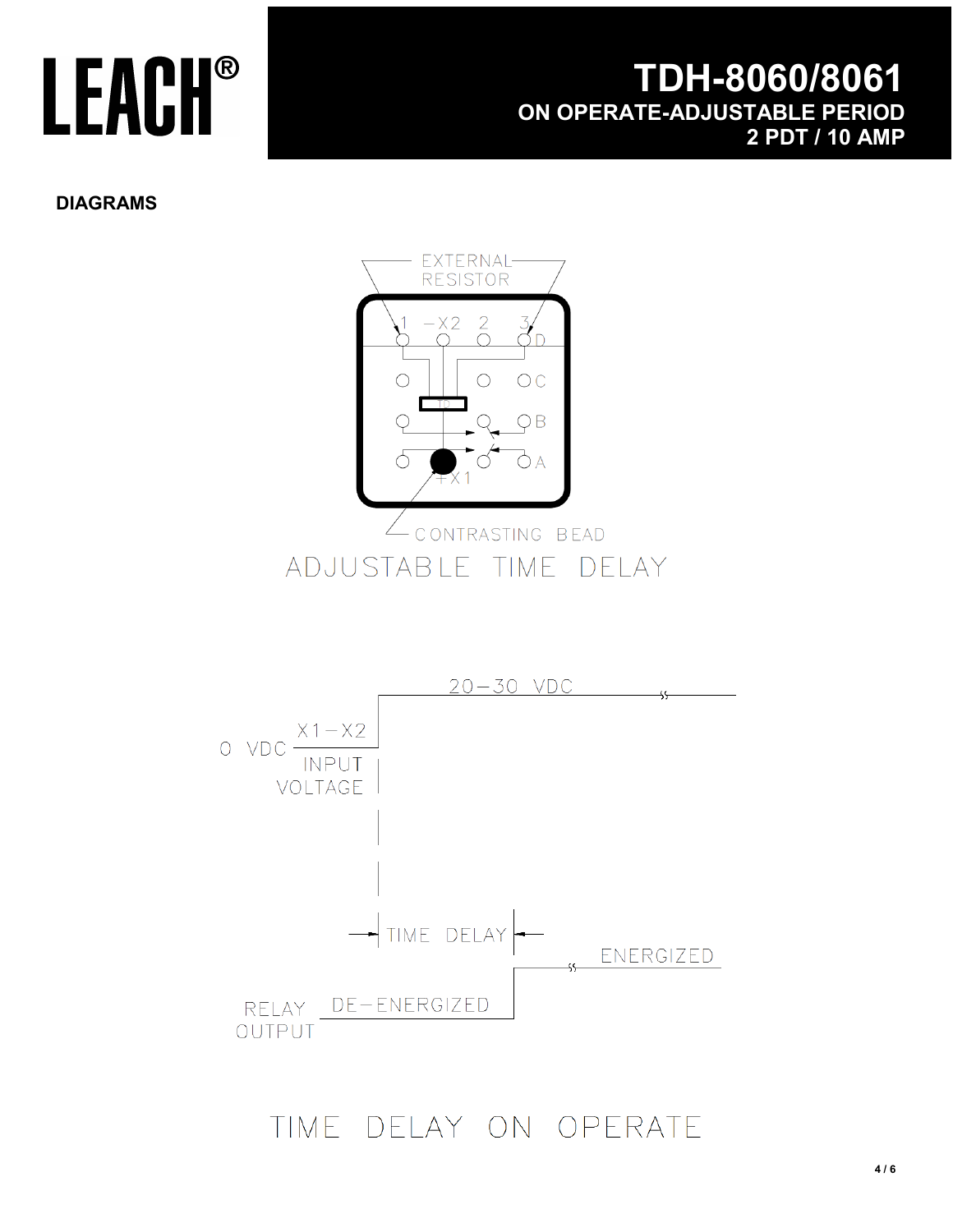# TDH-8060/8061

## ON OPERATE-ADJUSTABLE PERIOD

## 2 PDT / 10 AMP

**DIAGRAMS**

EXTERNAL RESISTOR

1 −X2 2 3

D

C

B

A

+X1

CONTRASTING BEAD

ADJUSTABLE TIME DELAY

20−30 VDC

0 VDC

X1−X2 INPUT VOLTAGE

TIME DELAY

ENERGIZED

RELAY OUTPUT

DE−ENERGIZED

TIME DELAY ON OPERATE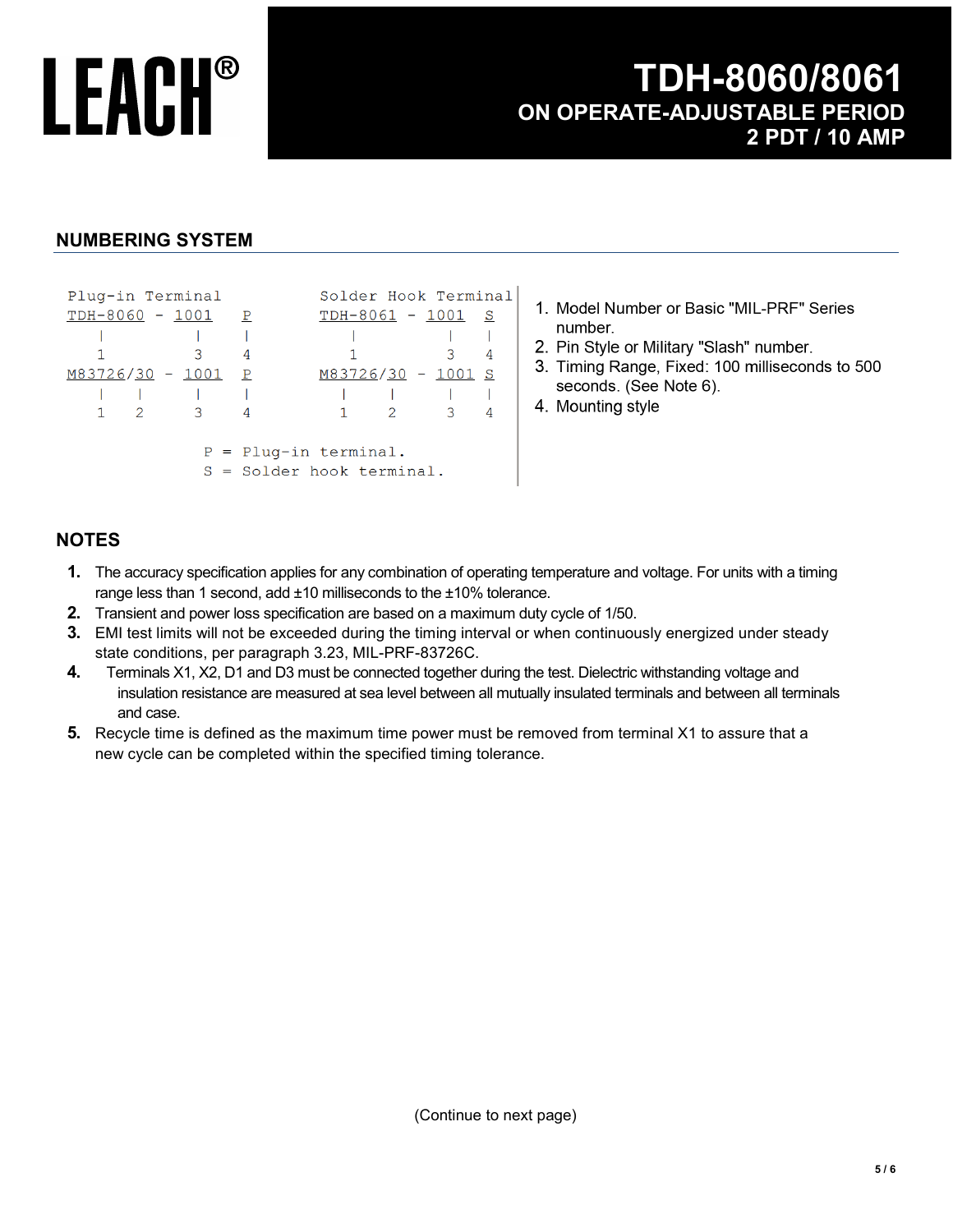# TDH-8060/8061

## ON OPERATE-ADJUSTABLE PERIOD
## 2 PDT / 10 AMP

## NUMBERING SYSTEM

```
Plug-in Terminal            Solder Hook Terminal
TDH-8060 - 1001   P         TDH-8061 - 1001  S
   |         |    |            |          |  |
   1         3    4            1          3  4
M83726/30 - 1001  P         M83726/30 - 1001 S
   |    |     |   |            |    |     |  |
   1    2     3   4            1    2     3  4

            P = Plug-in terminal.
            S = Solder hook terminal.
```

1. Model Number or Basic "MIL-PRF" Series number.
2. Pin Style or Military "Slash" number.
3. Timing Range, Fixed: 100 milliseconds to 500 seconds. (See Note 6).
4. Mounting style

## NOTES

1. The accuracy specification applies for any combination of operating temperature and voltage. For units with a timing range less than 1 second, add ±10 milliseconds to the ±10% tolerance.
2. Transient and power loss specification are based on a maximum duty cycle of 1/50.
3. EMI test limits will not be exceeded during the timing interval or when continuously energized under steady state conditions, per paragraph 3.23, MIL-PRF-83726C.
4. Terminals X1, X2, D1 and D3 must be connected together during the test. Dielectric withstanding voltage and insulation resistance are measured at sea level between all mutually insulated terminals and between all terminals and case.
5. Recycle time is defined as the maximum time power must be removed from terminal X1 to assure that a new cycle can be completed within the specified timing tolerance.

(Continue to next page)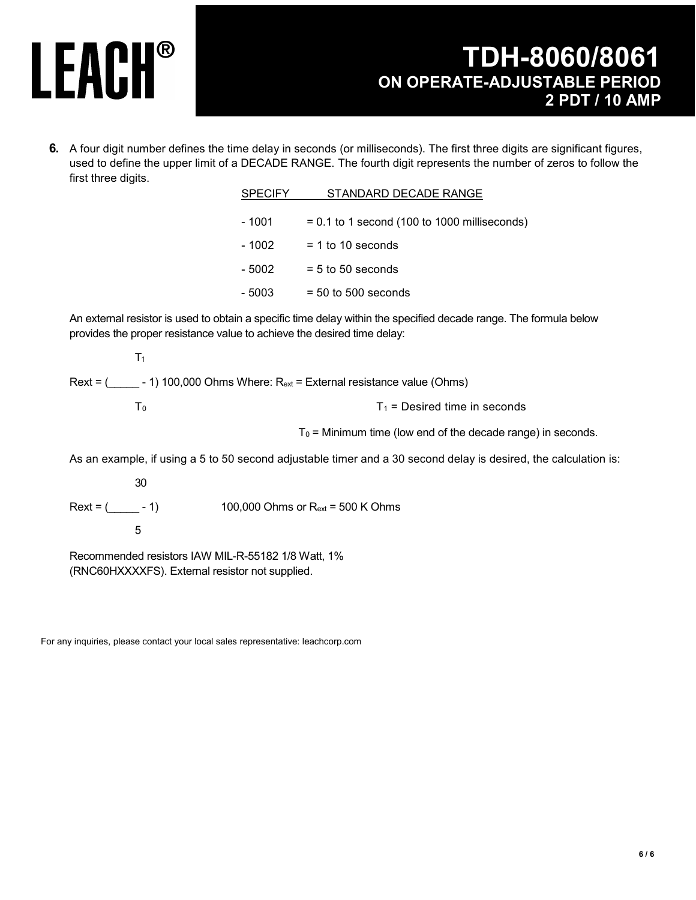# TDH-8060/8061

## ON OPERATE-ADJUSTABLE PERIOD

## 2 PDT / 10 AMP

**6.** A four digit number defines the time delay in seconds (or milliseconds). The first three digits are significant figures, used to define the upper limit of a DECADE RANGE. The fourth digit represents the number of zeros to follow the first three digits.

| SPECIFY | STANDARD DECADE RANGE |
|---|---|
| - 1001 | = 0.1 to 1 second (100 to 1000 milliseconds) |
| - 1002 | = 1 to 10 seconds |
| - 5002 | = 5 to 50 seconds |
| - 5003 | = 50 to 500 seconds |

An external resistor is used to obtain a specific time delay within the specified decade range. The formula below provides the proper resistance value to achieve the desired time delay:

$$R_{ext} = \left(\frac{T_1}{T_0} - 1\right) 100{,}000 \text{ Ohms}$$

Where: $R_{ext}$ = External resistance value (Ohms)

$T_1$ = Desired time in seconds

$T_0$ = Minimum time (low end of the decade range) in seconds.

As an example, if using a 5 to 50 second adjustable timer and a 30 second delay is desired, the calculation is:

$$R_{ext} = \left(\frac{30}{5} - 1\right) 100{,}000 \text{ Ohms or } R_{ext} = 500 \text{ K Ohms}$$

Recommended resistors IAW MIL-R-55182 1/8 Watt, 1% (RNC60HXXXXFS). External resistor not supplied.

For any inquiries, please contact your local sales representative: leachcorp.com